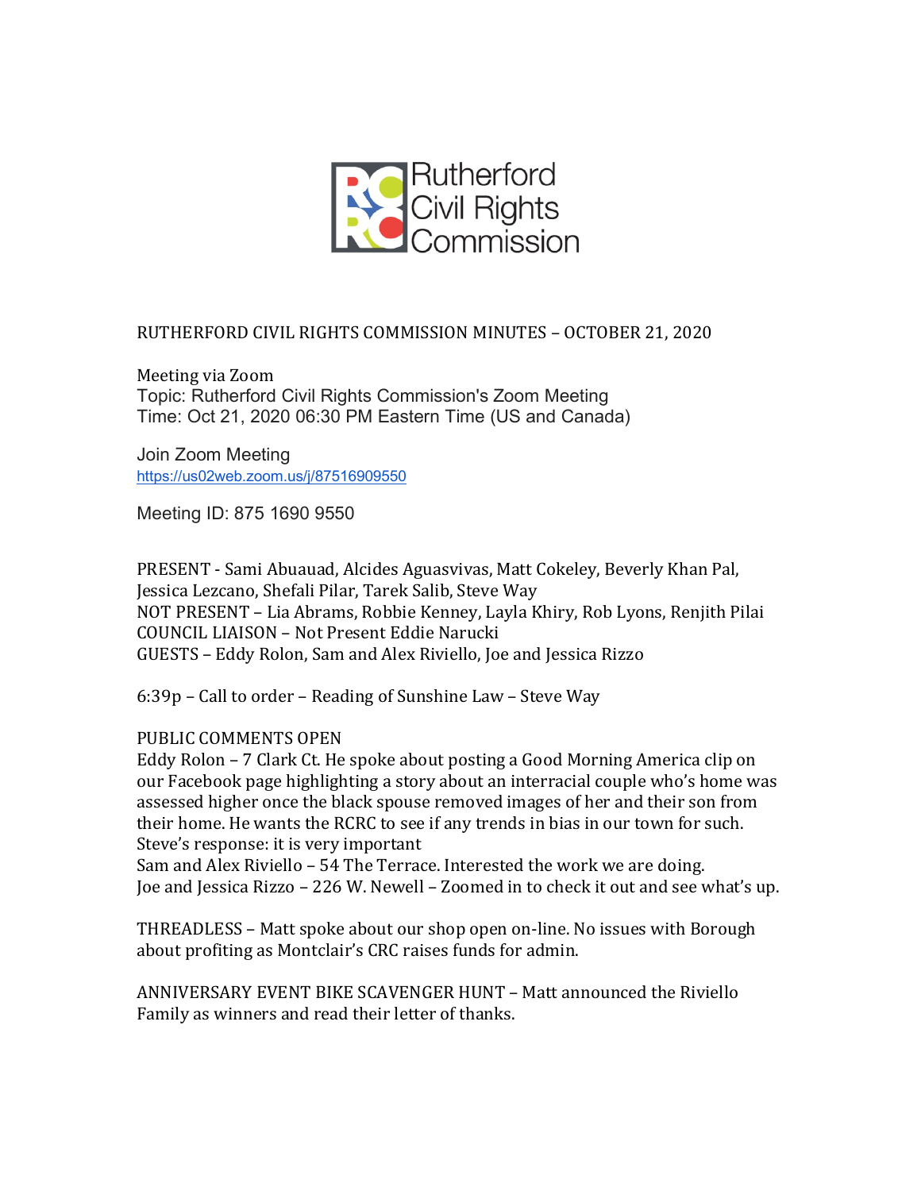Rutherford Civil Rights Commission

# RUTHERFORD CIVIL RIGHTS COMMISSION MINUTES – OCTOBER 21, 2020

Meeting via Zoom
Topic: Rutherford Civil Rights Commission's Zoom Meeting
Time: Oct 21, 2020 06:30 PM Eastern Time (US and Canada)

Join Zoom Meeting
https://us02web.zoom.us/j/87516909550

Meeting ID: 875 1690 9550

PRESENT - Sami Abuauad, Alcides Aguasvivas, Matt Cokeley, Beverly Khan Pal, Jessica Lezcano, Shefali Pilar, Tarek Salib, Steve Way
NOT PRESENT – Lia Abrams, Robbie Kenney, Layla Khiry, Rob Lyons, Renjith Pilai
COUNCIL LIAISON – Not Present Eddie Narucki
GUESTS – Eddy Rolon, Sam and Alex Riviello, Joe and Jessica Rizzo

6:39p – Call to order – Reading of Sunshine Law – Steve Way

PUBLIC COMMENTS OPEN
Eddy Rolon – 7 Clark Ct. He spoke about posting a Good Morning America clip on our Facebook page highlighting a story about an interracial couple who's home was assessed higher once the black spouse removed images of her and their son from their home. He wants the RCRC to see if any trends in bias in our town for such. Steve's response: it is very important
Sam and Alex Riviello – 54 The Terrace. Interested the work we are doing.
Joe and Jessica Rizzo – 226 W. Newell – Zoomed in to check it out and see what's up.

THREADLESS – Matt spoke about our shop open on-line. No issues with Borough about profiting as Montclair's CRC raises funds for admin.

ANNIVERSARY EVENT BIKE SCAVENGER HUNT – Matt announced the Riviello Family as winners and read their letter of thanks.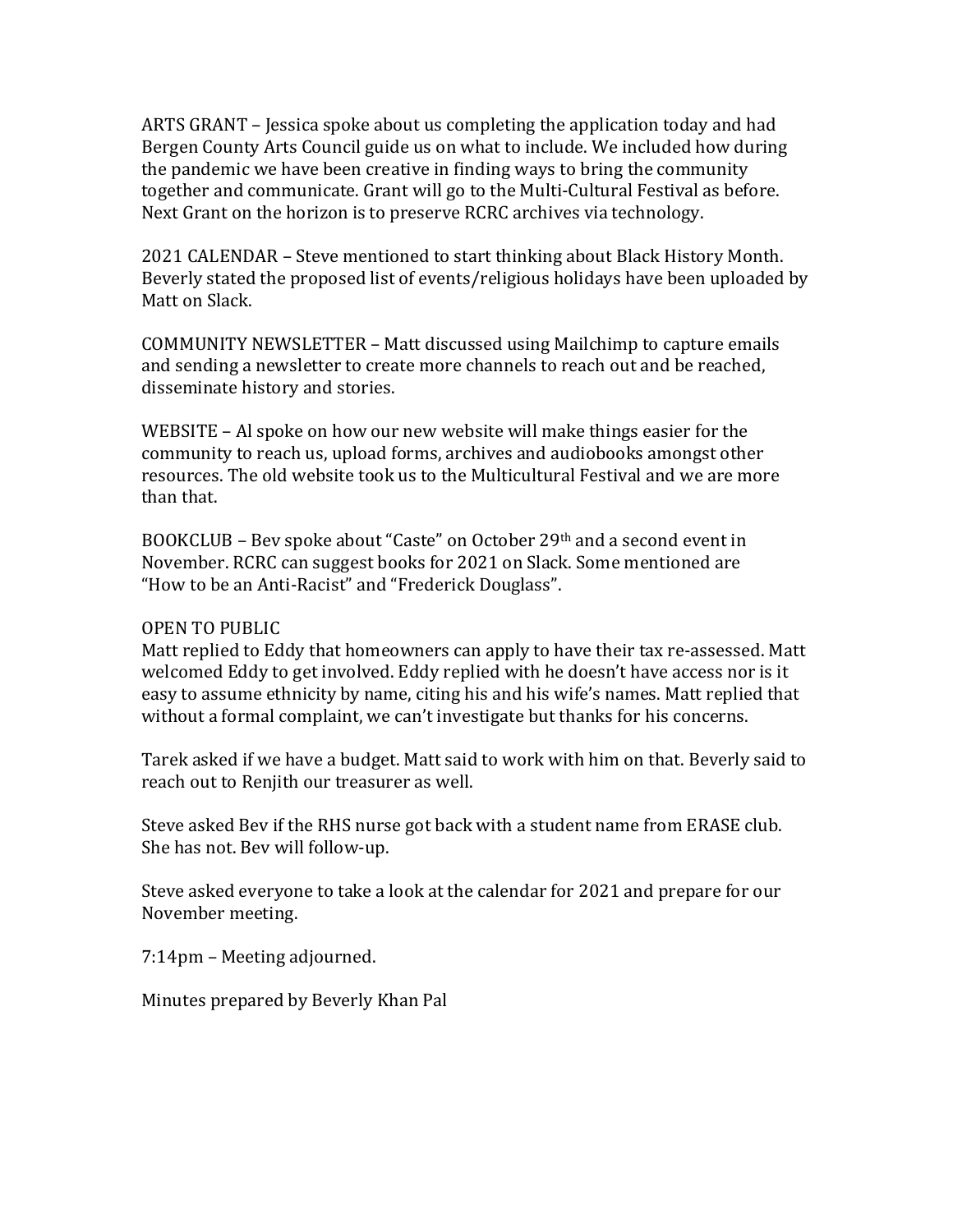ARTS GRANT – Jessica spoke about us completing the application today and had Bergen County Arts Council guide us on what to include. We included how during the pandemic we have been creative in finding ways to bring the community together and communicate. Grant will go to the Multi-Cultural Festival as before. Next Grant on the horizon is to preserve RCRC archives via technology.

2021 CALENDAR – Steve mentioned to start thinking about Black History Month. Beverly stated the proposed list of events/religious holidays have been uploaded by Matt on Slack.

COMMUNITY NEWSLETTER – Matt discussed using Mailchimp to capture emails and sending a newsletter to create more channels to reach out and be reached, disseminate history and stories.

WEBSITE – Al spoke on how our new website will make things easier for the community to reach us, upload forms, archives and audiobooks amongst other resources. The old website took us to the Multicultural Festival and we are more than that.

BOOKCLUB – Bev spoke about "Caste" on October 29th and a second event in November. RCRC can suggest books for 2021 on Slack. Some mentioned are "How to be an Anti-Racist" and "Frederick Douglass".

OPEN TO PUBLIC

Matt replied to Eddy that homeowners can apply to have their tax re-assessed. Matt welcomed Eddy to get involved. Eddy replied with he doesn't have access nor is it easy to assume ethnicity by name, citing his and his wife's names. Matt replied that without a formal complaint, we can't investigate but thanks for his concerns.

Tarek asked if we have a budget. Matt said to work with him on that. Beverly said to reach out to Renjith our treasurer as well.

Steve asked Bev if the RHS nurse got back with a student name from ERASE club. She has not. Bev will follow-up.

Steve asked everyone to take a look at the calendar for 2021 and prepare for our November meeting.

7:14pm – Meeting adjourned.

Minutes prepared by Beverly Khan Pal